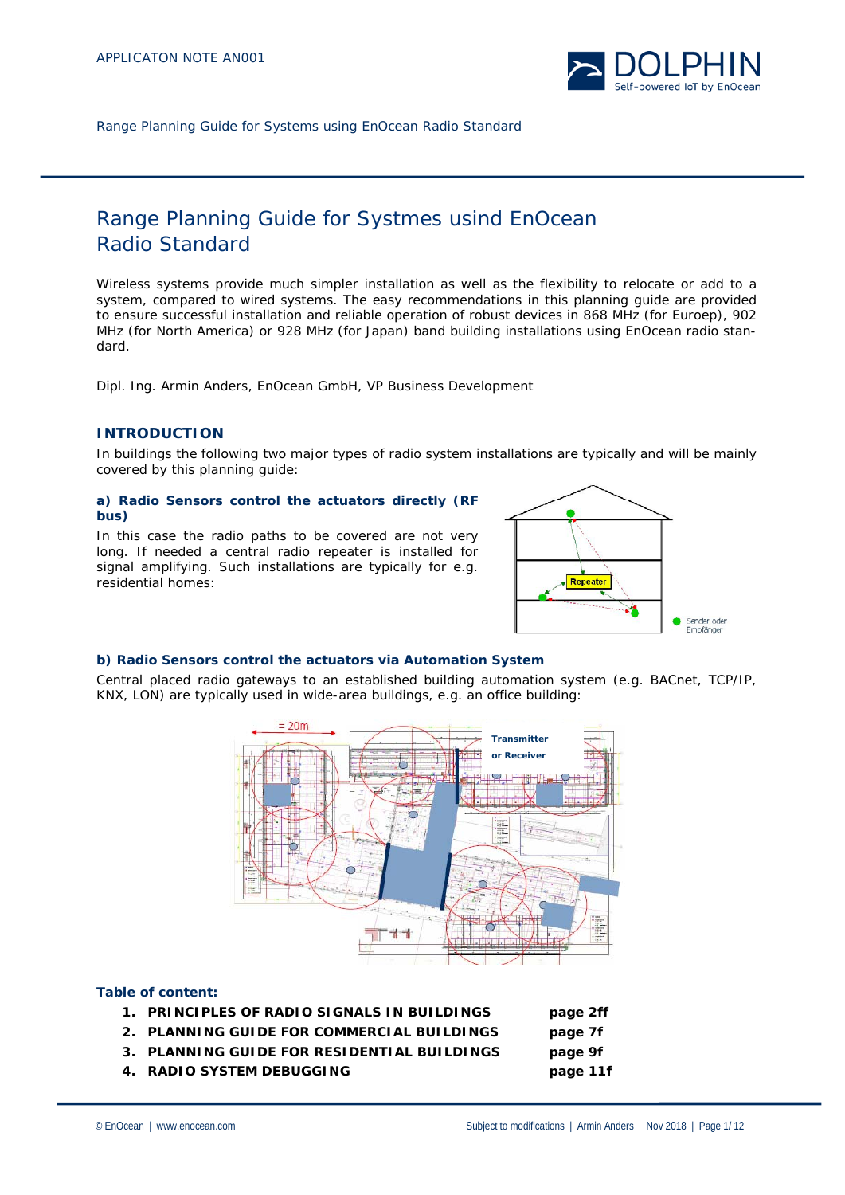APPLICATON NOTE AN001

Range Planning Guide for Systems using EnOcean Radio Standard

# Range Planning Guide for Systmes usind EnOcean Radio Standard

Wireless systems provide much simpler installation as well as the flexibility to relocate or add to a system, compared to wired systems. The easy recommendations in this planning guide are provided to ensure successful installation and reliable operation of robust devices in 868 MHz (for Euroep), 902 MHz (for North America) or 928 MHz (for Japan) band building installations using EnOcean radio standard.

Dipl. Ing. Armin Anders, EnOcean GmbH, VP Business Development

## INTRODUCTION

In buildings the following two major types of radio system installations are typically and will be mainly covered by this planning guide:

### a) Radio Sensors control the actuators directly (RF bus)

In this case the radio paths to be covered are not very long. If needed a central radio repeater is installed for signal amplifying. Such installations are typically for e.g. residential homes:

### b) Radio Sensors control the actuators via Automation System

Central placed radio gateways to an established building automation system (e.g. BACnet, TCP/IP, KNX, LON) are typically used in wide-area buildings, e.g. an office building:

**Table of content:**

1. **PRINCIPLES OF RADIO SIGNALS IN BUILDINGS** **page 2ff**
2. **PLANNING GUIDE FOR COMMERCIAL BUILDINGS** **page 7f**
3. **PLANNING GUIDE FOR RESIDENTIAL BUILDINGS** **page 9f**
4. **RADIO SYSTEM DEBUGGING** **page 11f**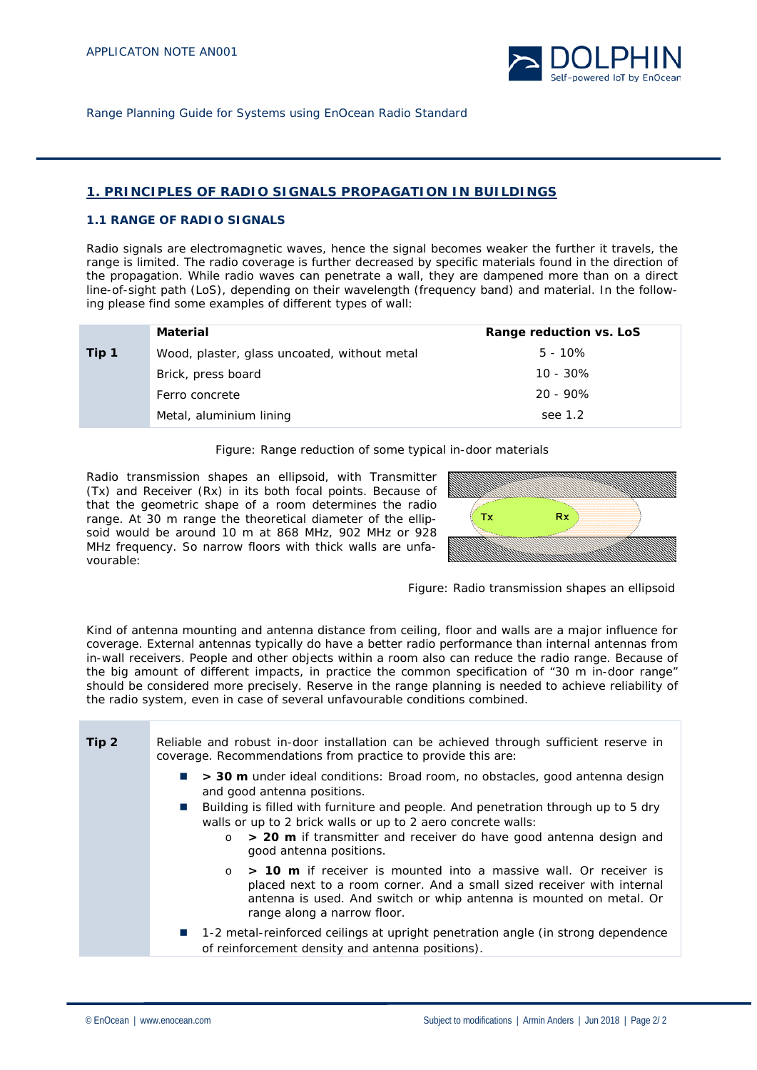## 1. PRINCIPLES OF RADIO SIGNALS PROPAGATION IN BUILDINGS

### 1.1 RANGE OF RADIO SIGNALS

Radio signals are electromagnetic waves, hence the signal becomes weaker the further it travels, the range is limited. The radio coverage is further decreased by specific materials found in the direction of the propagation. While radio waves can penetrate a wall, they are dampened more than on a direct line-of-sight path (LoS), depending on their wavelength (frequency band) and material. In the following please find some examples of different types of wall:

| | Material | Range reduction vs. LoS |
|---|---|---|
| **Tip 1** | Wood, plaster, glass uncoated, without metal | 5 - 10% |
| | Brick, press board | 10 - 30% |
| | Ferro concrete | 20 - 90% |
| | Metal, aluminium lining | see 1.2 |

Figure: Range reduction of some typical in-door materials

Radio transmission shapes an ellipsoid, with Transmitter (Tx) and Receiver (Rx) in its both focal points. Because of that the geometric shape of a room determines the radio range. At 30 m range the theoretical diameter of the ellipsoid would be around 10 m at 868 MHz, 902 MHz or 928 MHz frequency. So narrow floors with thick walls are unfavourable:

Figure: Radio transmission shapes an ellipsoid

Kind of antenna mounting and antenna distance from ceiling, floor and walls are a major influence for coverage. External antennas typically do have a better radio performance than internal antennas from in-wall receivers. People and other objects within a room also can reduce the radio range. Because of the big amount of different impacts, in practice the common specification of "30 m in-door range" should be considered more precisely. Reserve in the range planning is needed to achieve reliability of the radio system, even in case of several unfavourable conditions combined.

**Tip 2**

Reliable and robust in-door installation can be achieved through sufficient reserve in coverage. Recommendations from practice to provide this are:

- **> 30 m** under ideal conditions: Broad room, no obstacles, good antenna design and good antenna positions.
- Building is filled with furniture and people. And penetration through up to 5 dry walls or up to 2 brick walls or up to 2 aero concrete walls:
  - **> 20 m** if transmitter and receiver do have good antenna design and good antenna positions.
  - **> 10 m** if receiver is mounted into a massive wall. Or receiver is placed next to a room corner. And a small sized receiver with internal antenna is used. And switch or whip antenna is mounted on metal. Or range along a narrow floor.
- 1-2 metal-reinforced ceilings at upright penetration angle (in strong dependence of reinforcement density and antenna positions).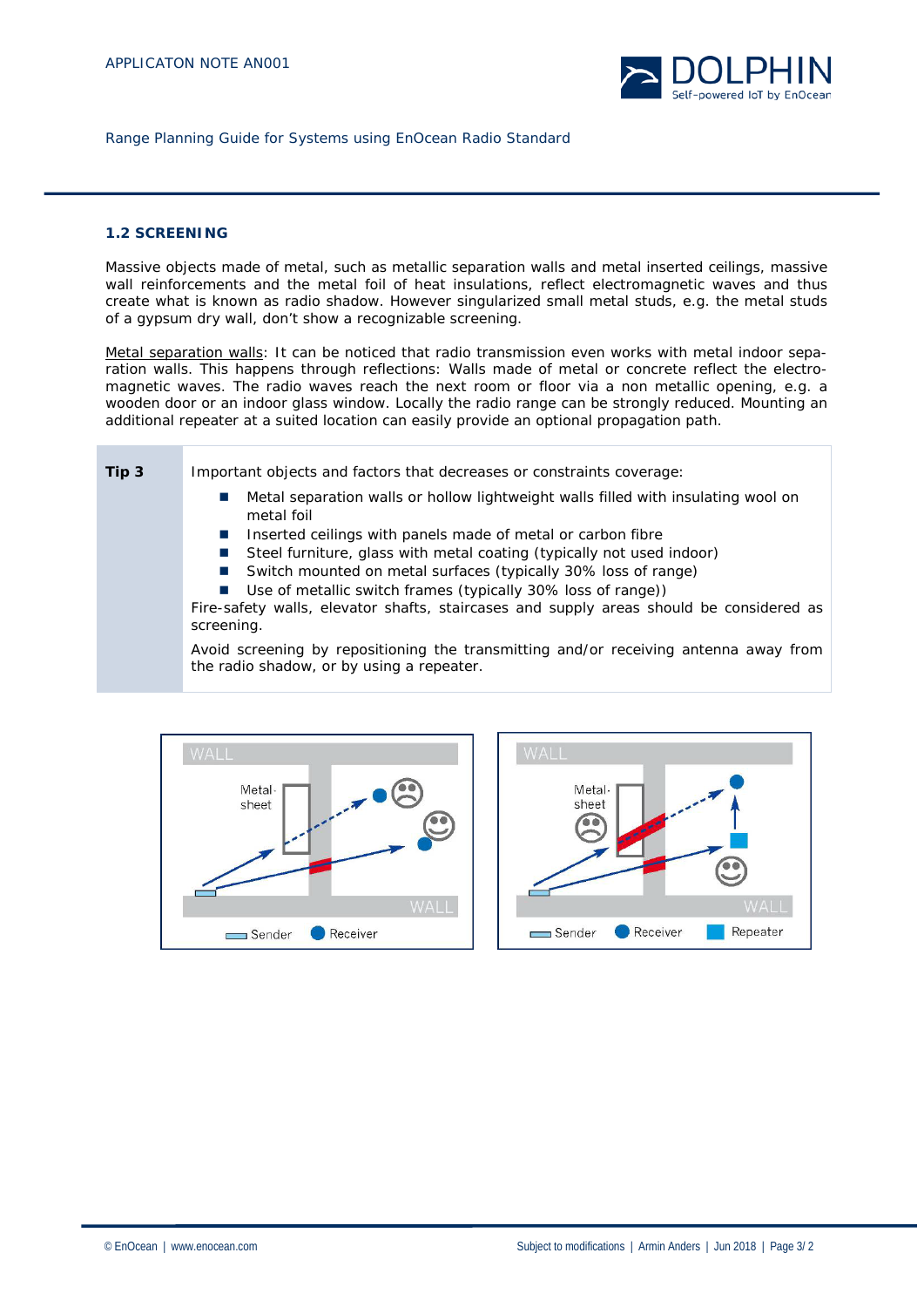## 1.2 SCREENING

Massive objects made of metal, such as metallic separation walls and metal inserted ceilings, massive wall reinforcements and the metal foil of heat insulations, reflect electromagnetic waves and thus create what is known as radio shadow. However singularized small metal studs, e.g. the metal studs of a gypsum dry wall, don't show a recognizable screening.

Metal separation walls: It can be noticed that radio transmission even works with metal indoor separation walls. This happens through reflections: Walls made of metal or concrete reflect the electromagnetic waves. The radio waves reach the next room or floor via a non metallic opening, e.g. a wooden door or an indoor glass window. Locally the radio range can be strongly reduced. Mounting an additional repeater at a suited location can easily provide an optional propagation path.

| **Tip 3** | Important objects and factors that decreases or constraints coverage:<br>■ Metal separation walls or hollow lightweight walls filled with insulating wool on metal foil<br>■ Inserted ceilings with panels made of metal or carbon fibre<br>■ Steel furniture, glass with metal coating (typically not used indoor)<br>■ Switch mounted on metal surfaces (typically 30% loss of range)<br>■ Use of metallic switch frames (typically 30% loss of range))<br>Fire-safety walls, elevator shafts, staircases and supply areas should be considered as screening.<br>Avoid screening by repositioning the transmitting and/or receiving antenna away from the radio shadow, or by using a repeater. |
|---|---|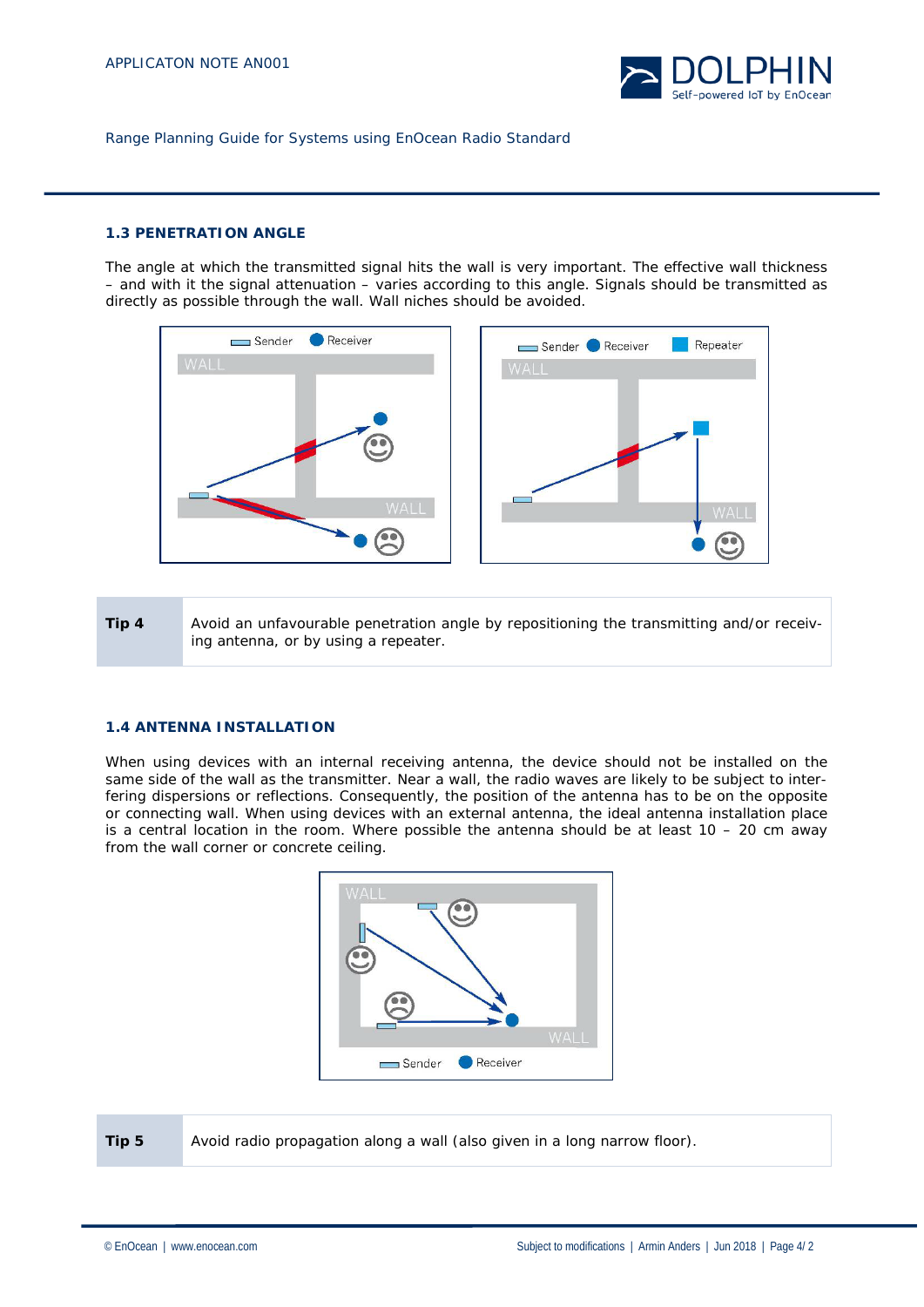### 1.3 PENETRATION ANGLE

The angle at which the transmitted signal hits the wall is very important. The effective wall thickness – and with it the signal attenuation – varies according to this angle. Signals should be transmitted as directly as possible through the wall. Wall niches should be avoided.

| Tip 4 | Avoid an unfavourable penetration angle by repositioning the transmitting and/or receiving antenna, or by using a repeater. |
|---|---|

### 1.4 ANTENNA INSTALLATION

When using devices with an internal receiving antenna, the device should not be installed on the same side of the wall as the transmitter. Near a wall, the radio waves are likely to be subject to interfering dispersions or reflections. Consequently, the position of the antenna has to be on the opposite or connecting wall. When using devices with an external antenna, the ideal antenna installation place is a central location in the room. Where possible the antenna should be at least 10 – 20 cm away from the wall corner or concrete ceiling.

| Tip 5 | Avoid radio propagation along a wall (also given in a long narrow floor). |
|---|---|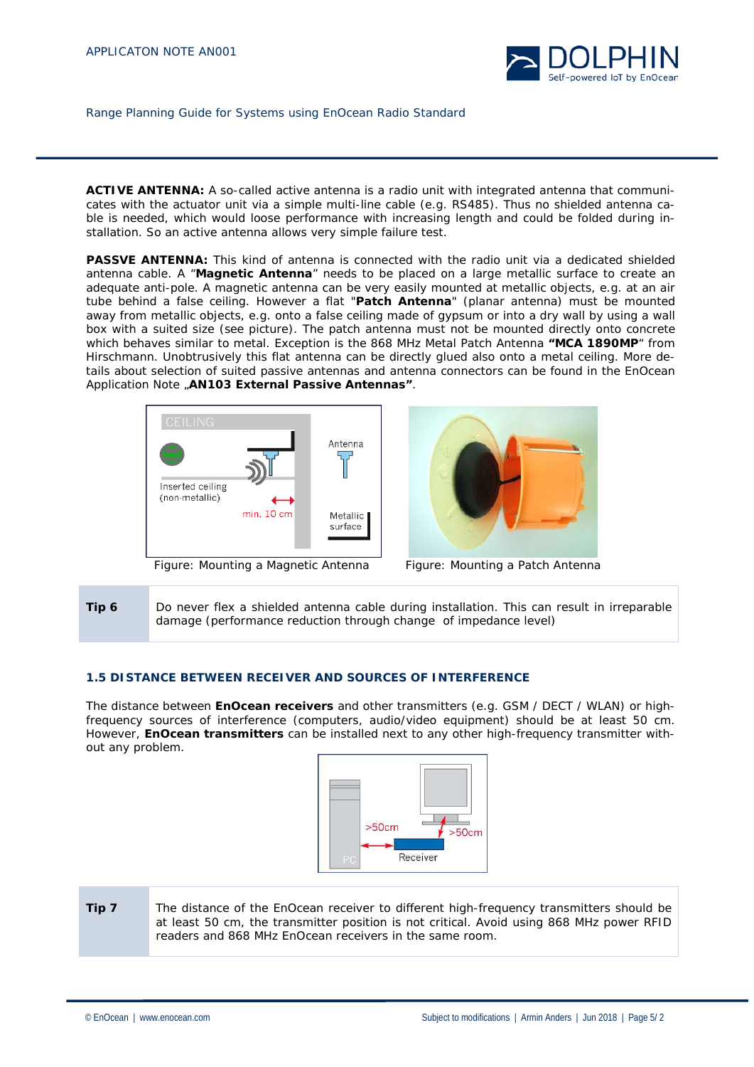**ACTIVE ANTENNA:** A so-called active antenna is a radio unit with integrated antenna that communicates with the actuator unit via a simple multi-line cable (e.g. RS485). Thus no shielded antenna cable is needed, which would loose performance with increasing length and could be folded during installation. So an active antenna allows very simple failure test.

**PASSVE ANTENNA:** This kind of antenna is connected with the radio unit via a dedicated shielded antenna cable. A "**Magnetic Antenna**" needs to be placed on a large metallic surface to create an adequate anti-pole. A magnetic antenna can be very easily mounted at metallic objects, e.g. at an air tube behind a false ceiling. However a flat "**Patch Antenna**" (planar antenna) must be mounted away from metallic objects, e.g. onto a false ceiling made of gypsum or into a dry wall by using a wall box with a suited size (see picture). The patch antenna must not be mounted directly onto concrete which behaves similar to metal. Exception is the 868 MHz Metal Patch Antenna **"MCA 1890MP"** from Hirschmann. Unobtrusively this flat antenna can be directly glued also onto a metal ceiling. More details about selection of suited passive antennas and antenna connectors can be found in the EnOcean Application Note „**AN103 External Passive Antennas"**.

Figure: Mounting a Magnetic Antenna

Figure: Mounting a Patch Antenna

| | |
|---|---|
| **Tip 6** | Do never flex a shielded antenna cable during installation. This can result in irreparable damage (performance reduction through change of impedance level) |

### 1.5 DISTANCE BETWEEN RECEIVER AND SOURCES OF INTERFERENCE

The distance between **EnOcean receivers** and other transmitters (e.g. GSM / DECT / WLAN) or high-frequency sources of interference (computers, audio/video equipment) should be at least 50 cm. However, **EnOcean transmitters** can be installed next to any other high-frequency transmitter without any problem.

| | |
|---|---|
| **Tip 7** | The distance of the EnOcean receiver to different high-frequency transmitters should be at least 50 cm, the transmitter position is not critical. Avoid using 868 MHz power RFID readers and 868 MHz EnOcean receivers in the same room. |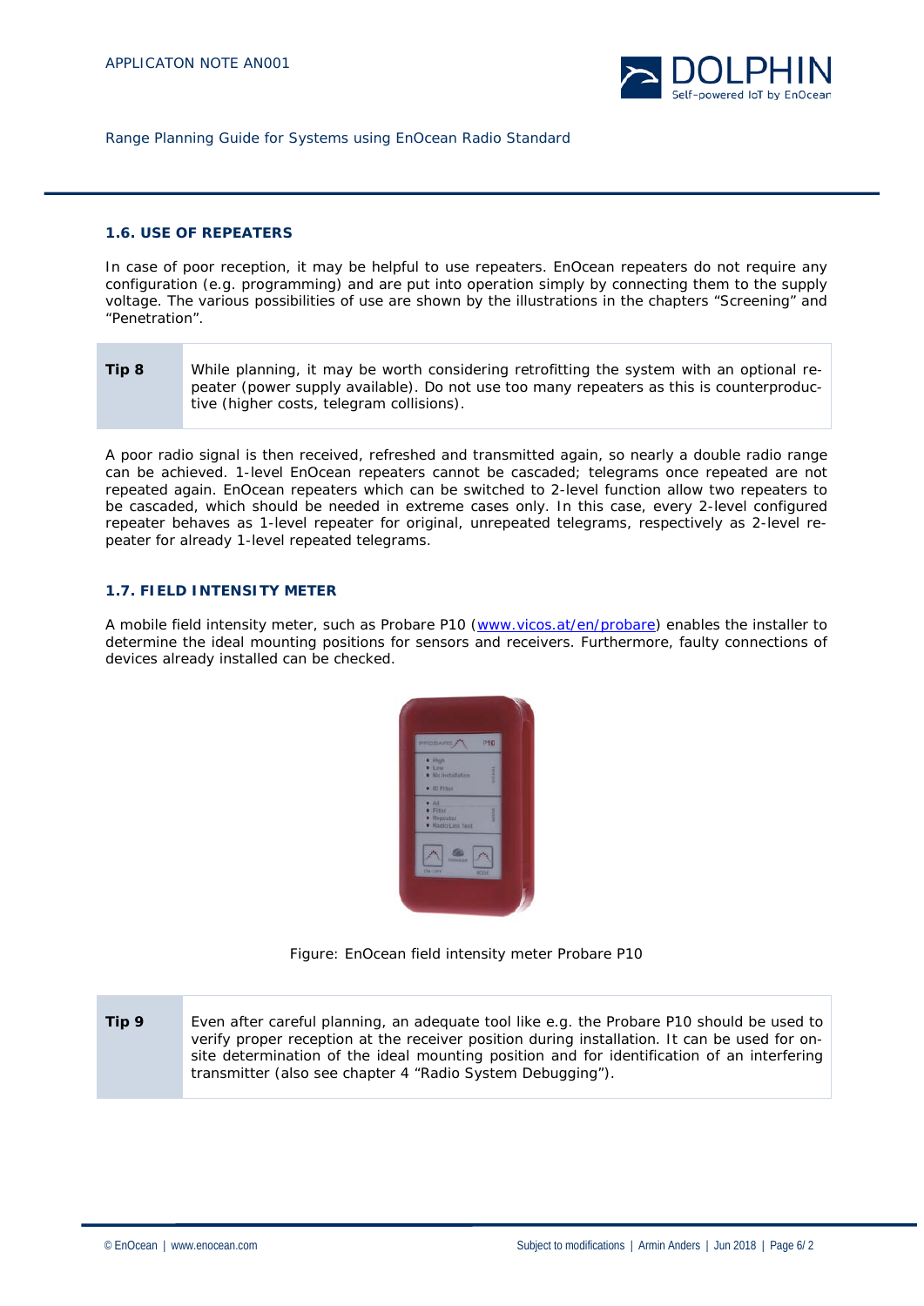## 1.6. USE OF REPEATERS

In case of poor reception, it may be helpful to use repeaters. EnOcean repeaters do not require any configuration (e.g. programming) and are put into operation simply by connecting them to the supply voltage. The various possibilities of use are shown by the illustrations in the chapters "Screening" and "Penetration".

| **Tip 8** | While planning, it may be worth considering retrofitting the system with an optional repeater (power supply available). Do not use too many repeaters as this is counterproductive (higher costs, telegram collisions). |
|---|---|

A poor radio signal is then received, refreshed and transmitted again, so nearly a double radio range can be achieved. 1-level EnOcean repeaters cannot be cascaded; telegrams once repeated are not repeated again. EnOcean repeaters which can be switched to 2-level function allow two repeaters to be cascaded, which should be needed in extreme cases only. In this case, every 2-level configured repeater behaves as 1-level repeater for original, unrepeated telegrams, respectively as 2-level repeater for already 1-level repeated telegrams.

## 1.7. FIELD INTENSITY METER

A mobile field intensity meter, such as Probare P10 ([www.vicos.at/en/probare](www.vicos.at/en/probare)) enables the installer to determine the ideal mounting positions for sensors and receivers. Furthermore, faulty connections of devices already installed can be checked.

Figure: EnOcean field intensity meter Probare P10

| **Tip 9** | Even after careful planning, an adequate tool like e.g. the Probare P10 should be used to verify proper reception at the receiver position during installation. It can be used for on-site determination of the ideal mounting position and for identification of an interfering transmitter (also see chapter 4 "Radio System Debugging"). |
|---|---|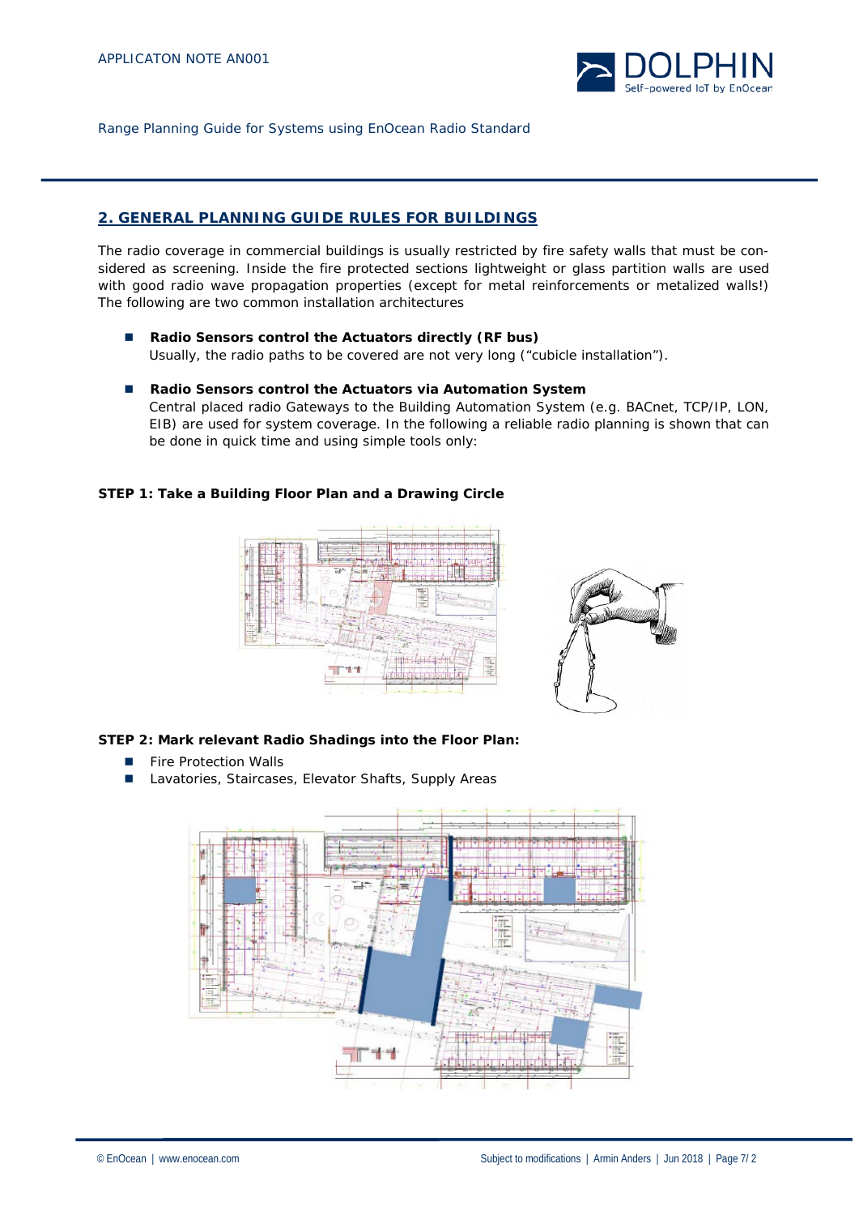## 2. GENERAL PLANNING GUIDE RULES FOR BUILDINGS

The radio coverage in commercial buildings is usually restricted by fire safety walls that must be considered as screening. Inside the fire protected sections lightweight or glass partition walls are used with good radio wave propagation properties (except for metal reinforcements or metalized walls!) The following are two common installation architectures

- **Radio Sensors control the Actuators directly (RF bus)**
  Usually, the radio paths to be covered are not very long ("cubicle installation").

- **Radio Sensors control the Actuators via Automation System**
  Central placed radio Gateways to the Building Automation System (e.g. BACnet, TCP/IP, LON, EIB) are used for system coverage. In the following a reliable radio planning is shown that can be done in quick time and using simple tools only:

**STEP 1: Take a Building Floor Plan and a Drawing Circle**

**STEP 2: Mark relevant Radio Shadings into the Floor Plan:**

- Fire Protection Walls
- Lavatories, Staircases, Elevator Shafts, Supply Areas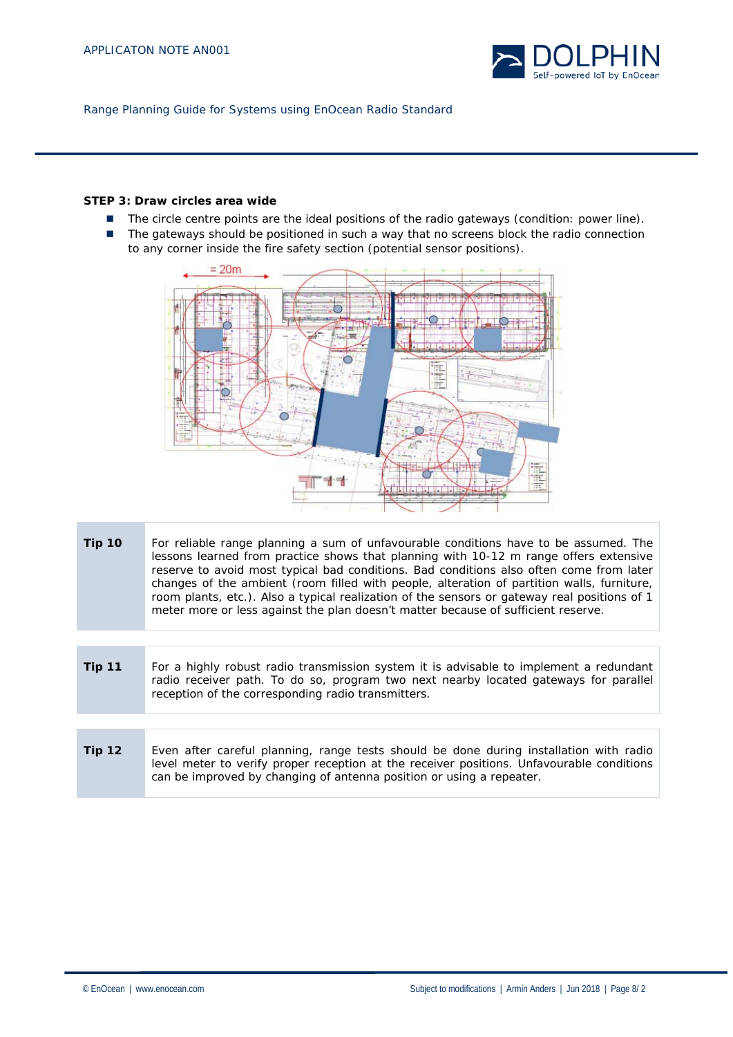**STEP 3: Draw circles area wide**

- The circle centre points are the ideal positions of the radio gateways (condition: power line).
- The gateways should be positioned in such a way that no screens block the radio connection to any corner inside the fire safety section (potential sensor positions).

| | |
|---|---|
| **Tip 10** | For reliable range planning a sum of unfavourable conditions have to be assumed. The lessons learned from practice shows that planning with 10-12 m range offers extensive reserve to avoid most typical bad conditions. Bad conditions also often come from later changes of the ambient (room filled with people, alteration of partition walls, furniture, room plants, etc.). Also a typical realization of the sensors or gateway real positions of 1 meter more or less against the plan doesn't matter because of sufficient reserve. |

| | |
|---|---|
| **Tip 11** | For a highly robust radio transmission system it is advisable to implement a redundant radio receiver path. To do so, program two next nearby located gateways for parallel reception of the corresponding radio transmitters. |

| | |
|---|---|
| **Tip 12** | Even after careful planning, range tests should be done during installation with radio level meter to verify proper reception at the receiver positions. Unfavourable conditions can be improved by changing of antenna position or using a repeater. |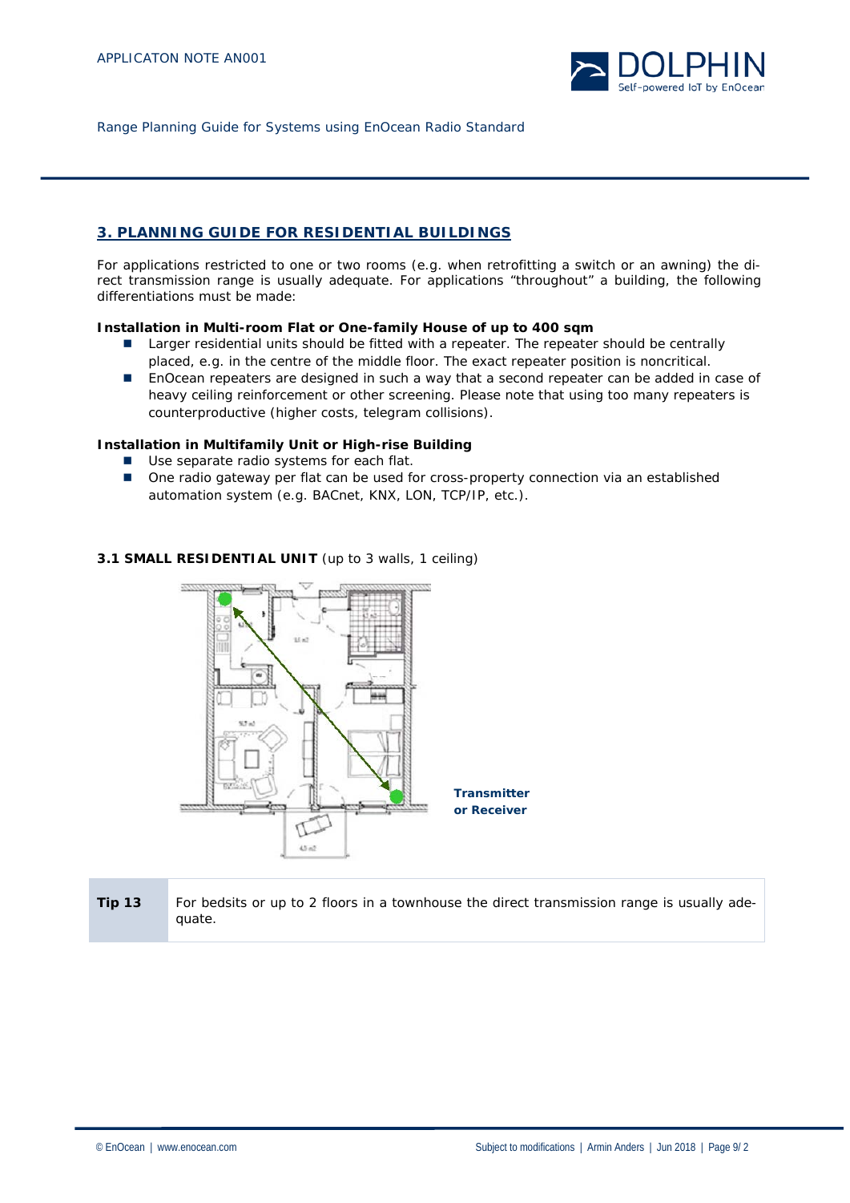## 3. PLANNING GUIDE FOR RESIDENTIAL BUILDINGS

For applications restricted to one or two rooms (e.g. when retrofitting a switch or an awning) the direct transmission range is usually adequate. For applications "throughout" a building, the following differentiations must be made:

**Installation in Multi-room Flat or One-family House of up to 400 sqm**

- Larger residential units should be fitted with a repeater. The repeater should be centrally placed, e.g. in the centre of the middle floor. The exact repeater position is noncritical.
- EnOcean repeaters are designed in such a way that a second repeater can be added in case of heavy ceiling reinforcement or other screening. Please note that using too many repeaters is counterproductive (higher costs, telegram collisions).

**Installation in Multifamily Unit or High-rise Building**

- Use separate radio systems for each flat.
- One radio gateway per flat can be used for cross-property connection via an established automation system (e.g. BACnet, KNX, LON, TCP/IP, etc.).

### 3.1 SMALL RESIDENTIAL UNIT (up to 3 walls, 1 ceiling)

**Transmitter or Receiver**

| Tip 13 | For bedsits or up to 2 floors in a townhouse the direct transmission range is usually adequate. |
|---|---|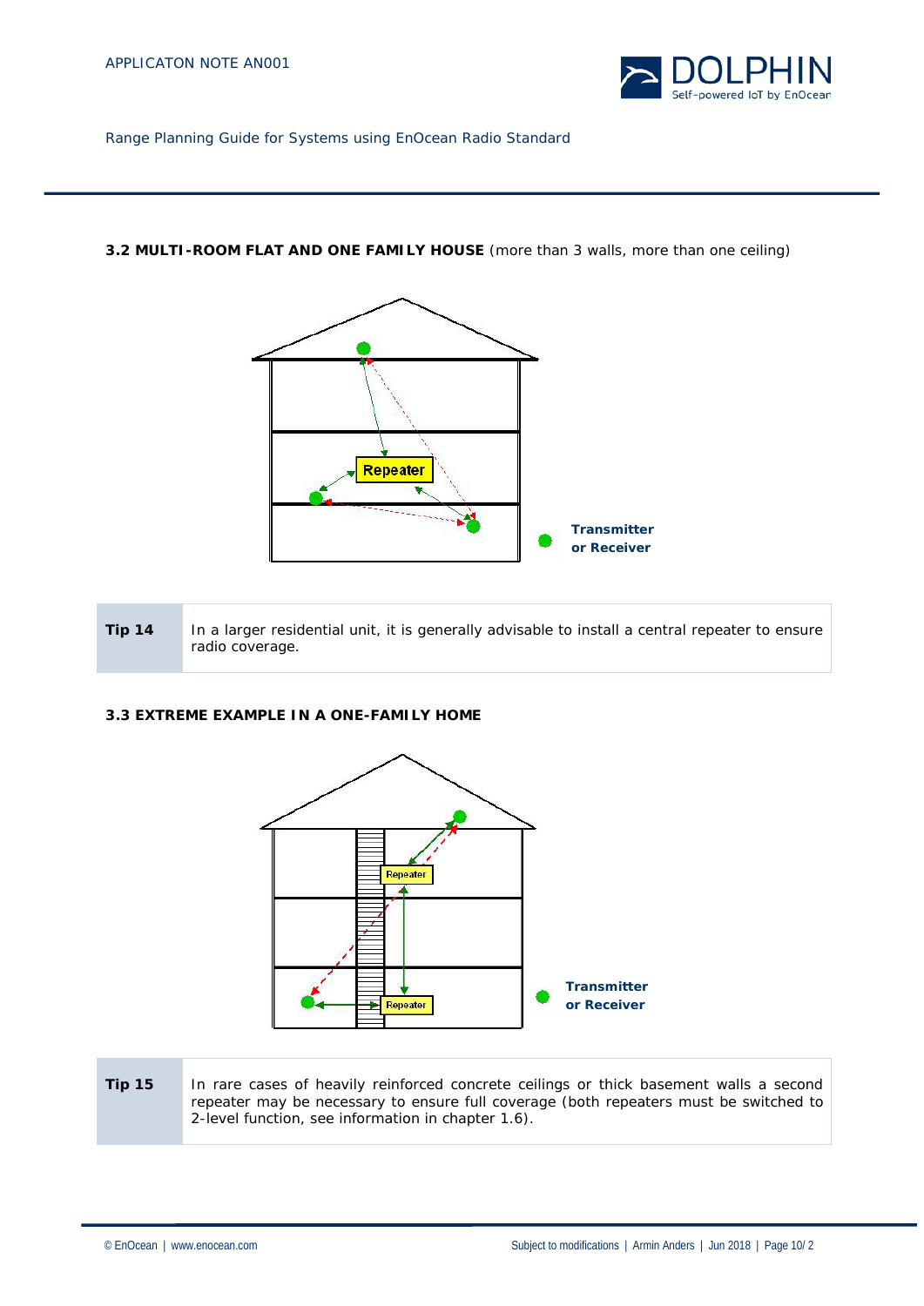### 3.2 MULTI-ROOM FLAT AND ONE FAMILY HOUSE (more than 3 walls, more than one ceiling)

Repeater

Transmitter or Receiver

| Tip 14 | In a larger residential unit, it is generally advisable to install a central repeater to ensure radio coverage. |
|---|---|

### 3.3 EXTREME EXAMPLE IN A ONE-FAMILY HOME

Repeater

Repeater

Transmitter or Receiver

| Tip 15 | In rare cases of heavily reinforced concrete ceilings or thick basement walls a second repeater may be necessary to ensure full coverage (both repeaters must be switched to 2-level function, see information in chapter 1.6). |
|---|---|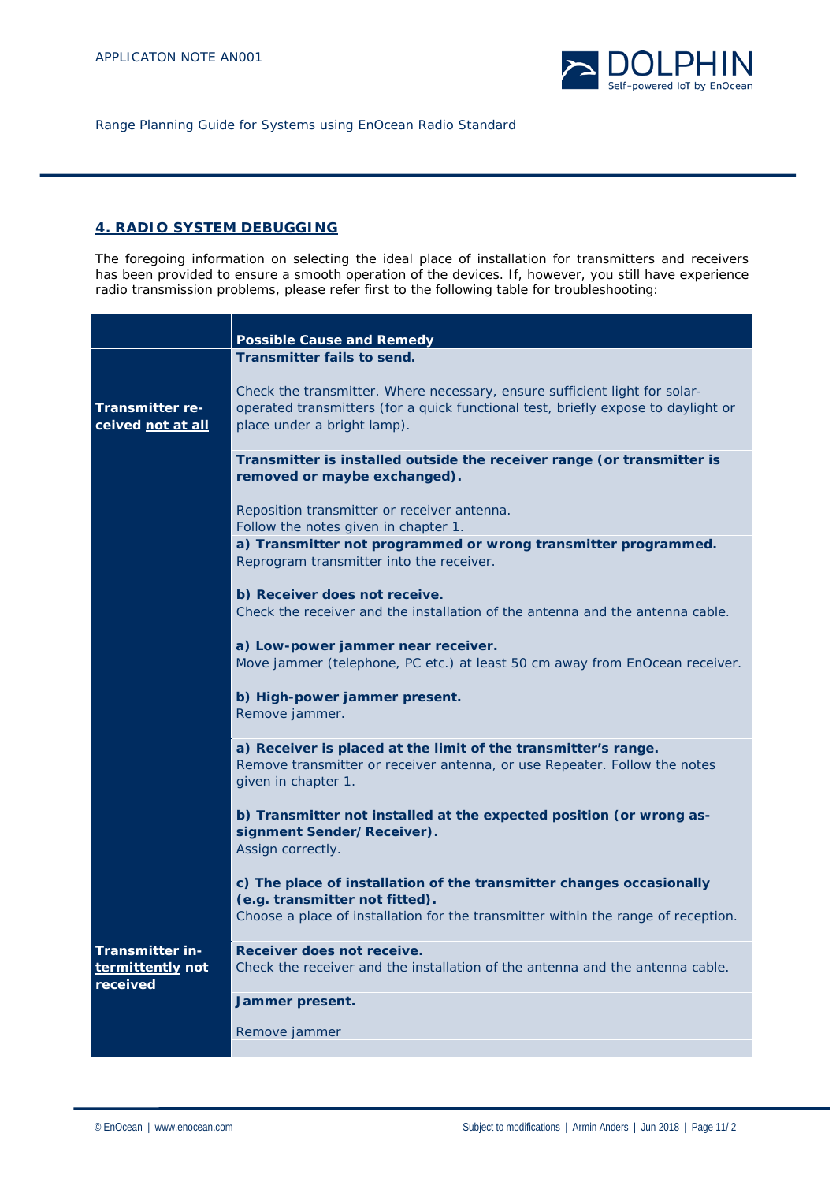## 4. RADIO SYSTEM DEBUGGING

The foregoing information on selecting the ideal place of installation for transmitters and receivers has been provided to ensure a smooth operation of the devices. If, however, you still have experience radio transmission problems, please refer first to the following table for troubleshooting:

| | Possible Cause and Remedy |
|---|---|
| **Transmitter received not at all** | **Transmitter fails to send.**<br><br>Check the transmitter. Where necessary, ensure sufficient light for solar-operated transmitters (for a quick functional test, briefly expose to daylight or place under a bright lamp). |
| | **Transmitter is installed outside the receiver range (or transmitter is removed or maybe exchanged).**<br><br>Reposition transmitter or receiver antenna.<br>Follow the notes given in chapter 1. |
| | **a) Transmitter not programmed or wrong transmitter programmed.**<br>Reprogram transmitter into the receiver.<br><br>**b) Receiver does not receive.**<br>Check the receiver and the installation of the antenna and the antenna cable. |
| | **a) Low-power jammer near receiver.**<br>Move jammer (telephone, PC etc.) at least 50 cm away from EnOcean receiver.<br><br>**b) High-power jammer present.**<br>Remove jammer. |
| | **a) Receiver is placed at the limit of the transmitter's range.**<br>Remove transmitter or receiver antenna, or use Repeater. Follow the notes given in chapter 1.<br><br>**b) Transmitter not installed at the expected position (or wrong assignment Sender/Receiver).**<br>Assign correctly.<br><br>**c) The place of installation of the transmitter changes occasionally (e.g. transmitter not fitted).**<br>Choose a place of installation for the transmitter within the range of reception. |
| **Transmitter intermittently not received** | **Receiver does not receive.**<br>Check the receiver and the installation of the antenna and the antenna cable. |
| | **Jammer present.**<br><br>Remove jammer |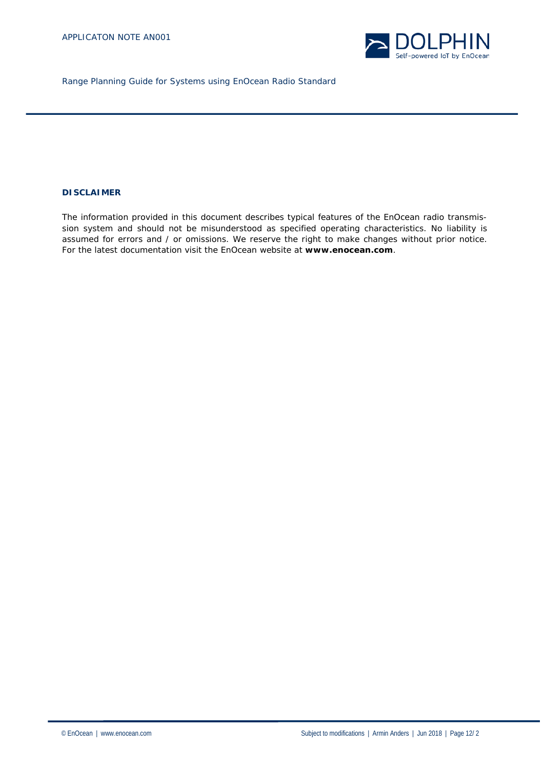**DISCLAIMER**

The information provided in this document describes typical features of the EnOcean radio transmission system and should not be misunderstood as specified operating characteristics. No liability is assumed for errors and / or omissions. We reserve the right to make changes without prior notice. For the latest documentation visit the EnOcean website at **www.enocean.com**.